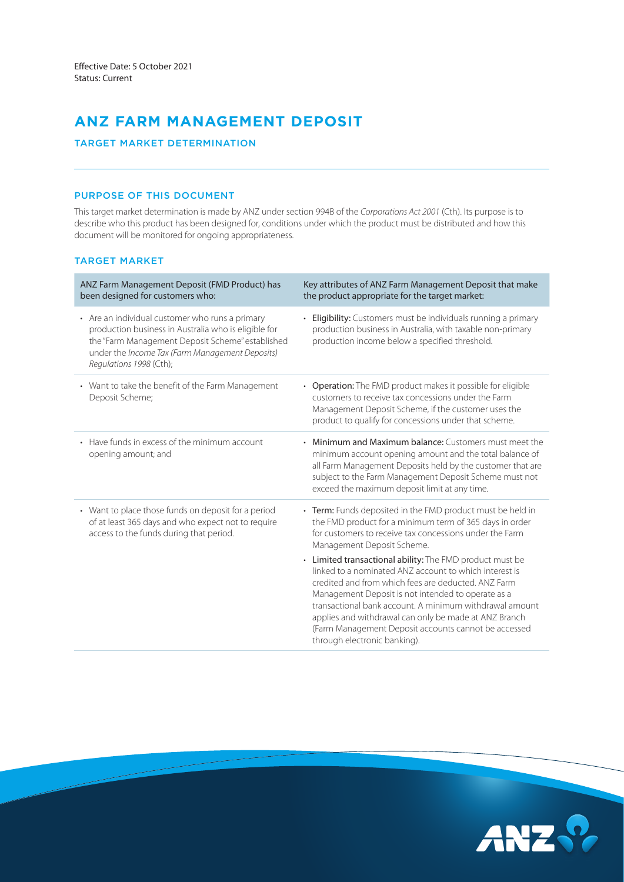Effective Date: 5 October 2021
Status: Current

# ANZ FARM MANAGEMENT DEPOSIT

## TARGET MARKET DETERMINATION

### PURPOSE OF THIS DOCUMENT

This target market determination is made by ANZ under section 994B of the *Corporations Act 2001* (Cth). Its purpose is to describe who this product has been designed for, conditions under which the product must be distributed and how this document will be monitored for ongoing appropriateness.

### TARGET MARKET

| ANZ Farm Management Deposit (FMD Product) has been designed for customers who: | Key attributes of ANZ Farm Management Deposit that make the product appropriate for the target market: |
|---|---|
| • Are an individual customer who runs a primary production business in Australia who is eligible for the "Farm Management Deposit Scheme" established under the *Income Tax (Farm Management Deposits) Regulations 1998* (Cth); | • **Eligibility:** Customers must be individuals running a primary production business in Australia, with taxable non-primary production income below a specified threshold. |
| • Want to take the benefit of the Farm Management Deposit Scheme; | • **Operation:** The FMD product makes it possible for eligible customers to receive tax concessions under the Farm Management Deposit Scheme, if the customer uses the product to qualify for concessions under that scheme. |
| • Have funds in excess of the minimum account opening amount; and | • **Minimum and Maximum balance:** Customers must meet the minimum account opening amount and the total balance of all Farm Management Deposits held by the customer that are subject to the Farm Management Deposit Scheme must not exceed the maximum deposit limit at any time. |
| • Want to place those funds on deposit for a period of at least 365 days and who expect not to require access to the funds during that period. | • **Term:** Funds deposited in the FMD product must be held in the FMD product for a minimum term of 365 days in order for customers to receive tax concessions under the Farm Management Deposit Scheme. <br> • **Limited transactional ability:** The FMD product must be linked to a nominated ANZ account to which interest is credited and from which fees are deducted. ANZ Farm Management Deposit is not intended to operate as a transactional bank account. A minimum withdrawal amount applies and withdrawal can only be made at ANZ Branch (Farm Management Deposit accounts cannot be accessed through electronic banking). |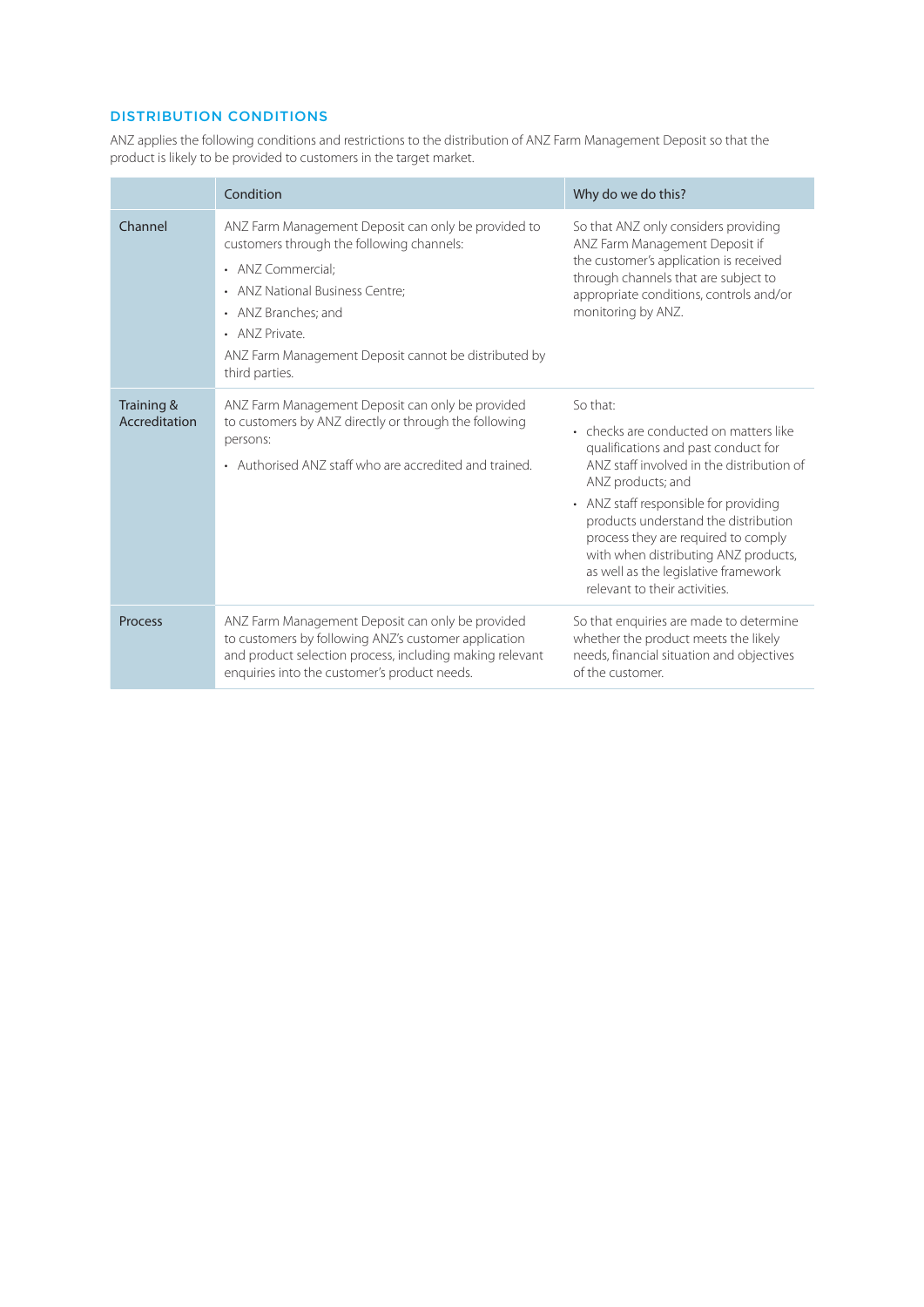## DISTRIBUTION CONDITIONS

ANZ applies the following conditions and restrictions to the distribution of ANZ Farm Management Deposit so that the product is likely to be provided to customers in the target market.

| | Condition | Why do we do this? |
|---|---|---|
| Channel | ANZ Farm Management Deposit can only be provided to customers through the following channels:<br>• ANZ Commercial;<br>• ANZ National Business Centre;<br>• ANZ Branches; and<br>• ANZ Private.<br>ANZ Farm Management Deposit cannot be distributed by third parties. | So that ANZ only considers providing ANZ Farm Management Deposit if the customer's application is received through channels that are subject to appropriate conditions, controls and/or monitoring by ANZ. |
| Training & Accreditation | ANZ Farm Management Deposit can only be provided to customers by ANZ directly or through the following persons:<br>• Authorised ANZ staff who are accredited and trained. | So that:<br>• checks are conducted on matters like qualifications and past conduct for ANZ staff involved in the distribution of ANZ products; and<br>• ANZ staff responsible for providing products understand the distribution process they are required to comply with when distributing ANZ products, as well as the legislative framework relevant to their activities. |
| Process | ANZ Farm Management Deposit can only be provided to customers by following ANZ's customer application and product selection process, including making relevant enquiries into the customer's product needs. | So that enquiries are made to determine whether the product meets the likely needs, financial situation and objectives of the customer. |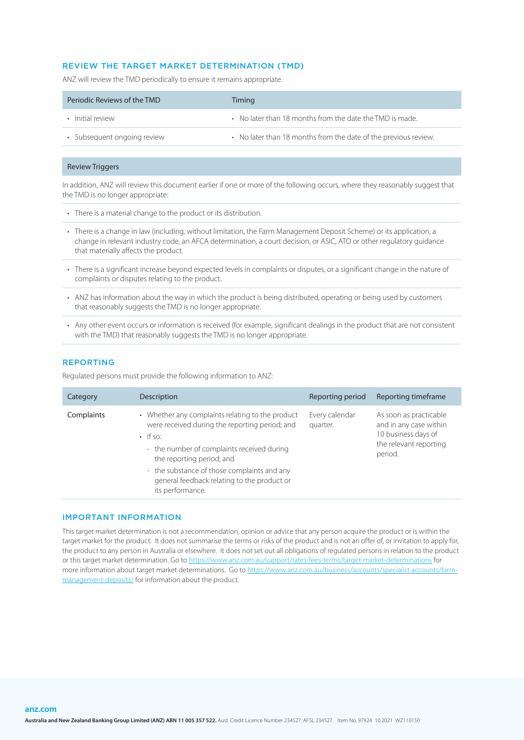## REVIEW THE TARGET MARKET DETERMINATION (TMD)

ANZ will review the TMD periodically to ensure it remains appropriate.

| Periodic Reviews of the TMD | Timing |
|---|---|
| • Initial review | • No later than 18 months from the date the TMD is made. |
| • Subsequent ongoing review | • No later than 18 months from the date of the previous review. |

### Review Triggers

In addition, ANZ will review this document earlier if one or more of the following occurs, where they reasonably suggest that the TMD is no longer appropriate:

- There is a material change to the product or its distribution.
- There is a change in law (including, without limitation, the Farm Management Deposit Scheme) or its application, a change in relevant industry code, an AFCA determination, a court decision, or ASIC, ATO or other regulatory guidance that materially affects the product.
- There is a significant increase beyond expected levels in complaints or disputes, or a significant change in the nature of complaints or disputes relating to the product.
- ANZ has information about the way in which the product is being distributed, operating or being used by customers that reasonably suggests the TMD is no longer appropriate.
- Any other event occurs or information is received (for example, significant dealings in the product that are not consistent with the TMD) that reasonably suggests the TMD is no longer appropriate.

## REPORTING

Regulated persons must provide the following information to ANZ:

| Category | Description | Reporting period | Reporting timeframe |
|---|---|---|---|
| Complaints | • Whether any complaints relating to the product were received during the reporting period; and<br>• If so:<br>- the number of complaints received during the reporting period; and<br>- the substance of those complaints and any general feedback relating to the product or its performance. | Every calendar quarter. | As soon as practicable and in any case within 10 business days of the relevant reporting period. |

## IMPORTANT INFORMATION

This target market determination is not a recommendation, opinion or advice that any person acquire the product or is within the target market for the product. It does not summarise the terms or risks of the product and is not an offer of, or invitation to apply for, the product to any person in Australia or elsewhere. It does not set out all obligations of regulated persons in relation to the product or this target market determination. Go to https://www.anz.com.au/support/rates-fees-terms/target-market-determinations for more information about target market determinations. Go to https://www.anz.com.au/business/accounts/specialist-accounts/farm-management-deposits/ for information about the product.

anz.com

**Australia and New Zealand Banking Group Limited (ANZ) ABN 11 005 357 522.** Aust. Credit Licence Number 234527. AFSL 234527. Item No. 97924 10.2021 WZ110150